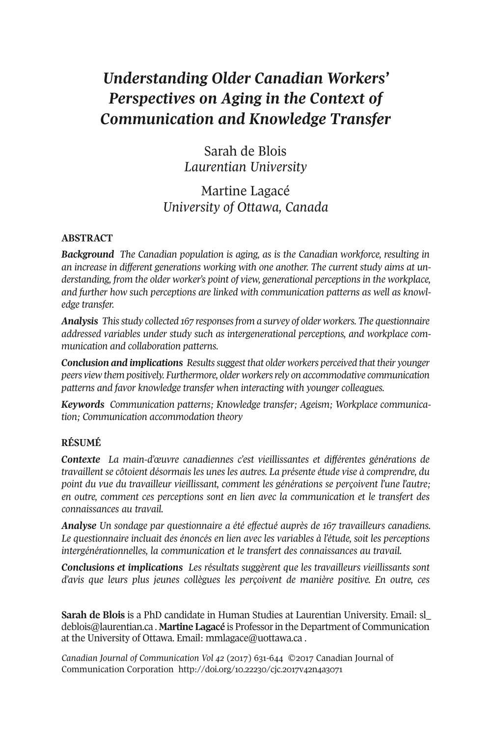# *Understanding Older Canadian Workers' Perspectives on Aging in the Context of Communication and Knowledge Transfer*

Sarah de Blois
*Laurentian University*

Martine Lagacé
*University of Ottawa, Canada*

## ABSTRACT

***Background*** *The Canadian population is aging, as is the Canadian workforce, resulting in an increase in different generations working with one another. The current study aims at understanding, from the older worker's point of view, generational perceptions in the workplace, and further how such perceptions are linked with communication patterns as well as knowledge transfer.*

***Analysis*** *This study collected 167 responses from a survey of older workers. The questionnaire addressed variables under study such as intergenerational perceptions, and workplace communication and collaboration patterns.*

***Conclusion and implications*** *Results suggest that older workers perceived that their younger peers view them positively. Furthermore, older workers rely on accommodative communication patterns and favor knowledge transfer when interacting with younger colleagues.*

***Keywords*** *Communication patterns; Knowledge transfer; Ageism; Workplace communication; Communication accommodation theory*

## RÉSUMÉ

***Contexte*** *La main-d'œuvre canadiennes c'est vieillissantes et différentes générations de travaillent se côtoient désormais les unes les autres. La présente étude vise à comprendre, du point du vue du travailleur vieillissant, comment les générations se perçoivent l'une l'autre; en outre, comment ces perceptions sont en lien avec la communication et le transfert des connaissances au travail.*

***Analyse*** *Un sondage par questionnaire a été effectué auprès de 167 travailleurs canadiens. Le questionnaire incluait des énoncés en lien avec les variables à l'étude, soit les perceptions intergénérationnelles, la communication et le transfert des connaissances au travail.*

***Conclusions et implications*** *Les résultats suggèrent que les travailleurs vieillissants sont d'avis que leurs plus jeunes collègues les perçoivent de manière positive. En outre, ces*

**Sarah de Blois** is a PhD candidate in Human Studies at Laurentian University. Email: sl_deblois@laurentian.ca . **Martine Lagacé** is Professor in the Department of Communication at the University of Ottawa. Email: mmlagace@uottawa.ca .

*Canadian Journal of Communication Vol 42* (2017) 631-644 ©2017 Canadian Journal of Communication Corporation http://doi.org/10.22230/cjc.2017v42n4a3071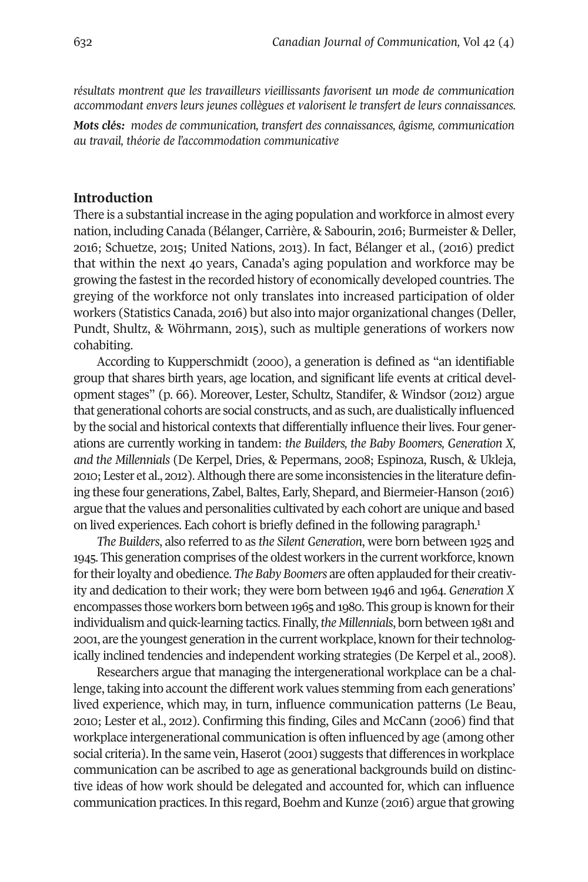*résultats montrent que les travailleurs vieillissants favorisent un mode de communication accommodant envers leurs jeunes collègues et valorisent le transfert de leurs connaissances.*

***Mots clés:*** *modes de communication, transfert des connaissances, âgisme, communication au travail, théorie de l'accommodation communicative*

## Introduction

There is a substantial increase in the aging population and workforce in almost every nation, including Canada (Bélanger, Carrière, & Sabourin, 2016; Burmeister & Deller, 2016; Schuetze, 2015; United Nations, 2013). In fact, Bélanger et al., (2016) predict that within the next 40 years, Canada's aging population and workforce may be growing the fastest in the recorded history of economically developed countries. The greying of the workforce not only translates into increased participation of older workers (Statistics Canada, 2016) but also into major organizational changes (Deller, Pundt, Shultz, & Wöhrmann, 2015), such as multiple generations of workers now cohabiting.

According to Kupperschmidt (2000), a generation is defined as "an identifiable group that shares birth years, age location, and significant life events at critical development stages" (p. 66). Moreover, Lester, Schultz, Standifer, & Windsor (2012) argue that generational cohorts are social constructs, and as such, are dualistically influenced by the social and historical contexts that differentially influence their lives. Four generations are currently working in tandem: *the Builders, the Baby Boomers, Generation X, and the Millennials* (De Kerpel, Dries, & Pepermans, 2008; Espinoza, Rusch, & Ukleja, 2010; Lester et al., 2012). Although there are some inconsistencies in the literature defining these four generations, Zabel, Baltes, Early, Shepard, and Biermeier-Hanson (2016) argue that the values and personalities cultivated by each cohort are unique and based on lived experiences. Each cohort is briefly defined in the following paragraph.[1]

*The Builders*, also referred to as *the Silent Generation*, were born between 1925 and 1945. This generation comprises of the oldest workers in the current workforce, known for their loyalty and obedience. *The Baby Boomers* are often applauded for their creativity and dedication to their work; they were born between 1946 and 1964. *Generation X* encompasses those workers born between 1965 and 1980. This group is known for their individualism and quick-learning tactics. Finally, *the Millennials*, born between 1981 and 2001, are the youngest generation in the current workplace, known for their technologically inclined tendencies and independent working strategies (De Kerpel et al., 2008).

Researchers argue that managing the intergenerational workplace can be a challenge, taking into account the different work values stemming from each generations' lived experience, which may, in turn, influence communication patterns (Le Beau, 2010; Lester et al., 2012). Confirming this finding, Giles and McCann (2006) find that workplace intergenerational communication is often influenced by age (among other social criteria). In the same vein, Haserot (2001) suggests that differences in workplace communication can be ascribed to age as generational backgrounds build on distinctive ideas of how work should be delegated and accounted for, which can influence communication practices. In this regard, Boehm and Kunze (2016) argue that growing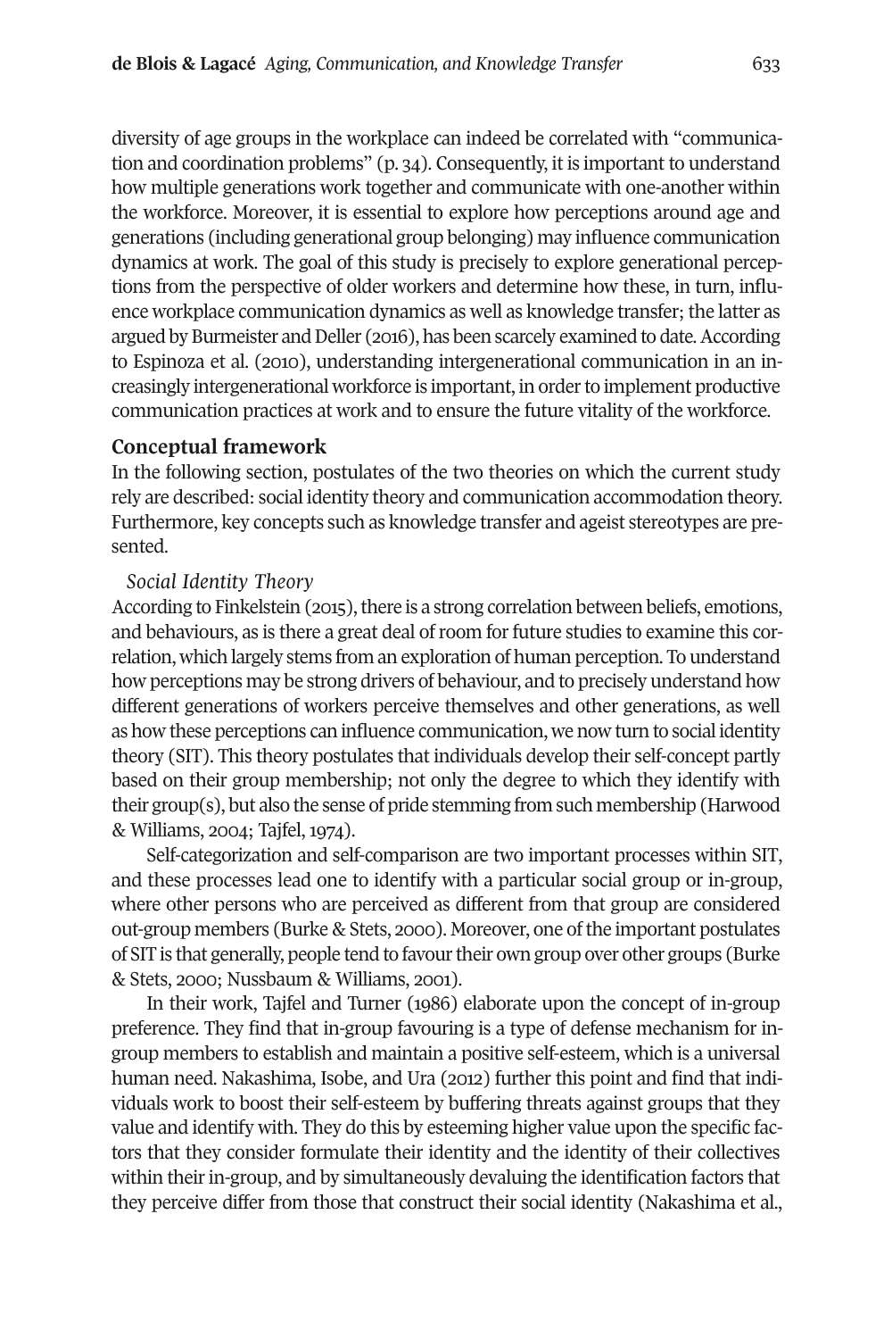diversity of age groups in the workplace can indeed be correlated with "communication and coordination problems" (p. 34). Consequently, it is important to understand how multiple generations work together and communicate with one-another within the workforce. Moreover, it is essential to explore how perceptions around age and generations (including generational group belonging) may influence communication dynamics at work. The goal of this study is precisely to explore generational perceptions from the perspective of older workers and determine how these, in turn, influence workplace communication dynamics as well as knowledge transfer; the latter as argued by Burmeister and Deller (2016), has been scarcely examined to date. According to Espinoza et al. (2010), understanding intergenerational communication in an increasingly intergenerational workforce is important, in order to implement productive communication practices at work and to ensure the future vitality of the workforce.

## Conceptual framework

In the following section, postulates of the two theories on which the current study rely are described: social identity theory and communication accommodation theory. Furthermore, key concepts such as knowledge transfer and ageist stereotypes are presented.

### *Social Identity Theory*

According to Finkelstein (2015), there is a strong correlation between beliefs, emotions, and behaviours, as is there a great deal of room for future studies to examine this correlation, which largely stems from an exploration of human perception. To understand how perceptions may be strong drivers of behaviour, and to precisely understand how different generations of workers perceive themselves and other generations, as well as how these perceptions can influence communication, we now turn to social identity theory (SIT). This theory postulates that individuals develop their self-concept partly based on their group membership; not only the degree to which they identify with their group(s), but also the sense of pride stemming from such membership (Harwood & Williams, 2004; Tajfel, 1974).

Self-categorization and self-comparison are two important processes within SIT, and these processes lead one to identify with a particular social group or in-group, where other persons who are perceived as different from that group are considered out-group members (Burke & Stets, 2000). Moreover, one of the important postulates of SIT is that generally, people tend to favour their own group over other groups (Burke & Stets, 2000; Nussbaum & Williams, 2001).

In their work, Tajfel and Turner (1986) elaborate upon the concept of in-group preference. They find that in-group favouring is a type of defense mechanism for in-group members to establish and maintain a positive self-esteem, which is a universal human need. Nakashima, Isobe, and Ura (2012) further this point and find that individuals work to boost their self-esteem by buffering threats against groups that they value and identify with. They do this by esteeming higher value upon the specific factors that they consider formulate their identity and the identity of their collectives within their in-group, and by simultaneously devaluing the identification factors that they perceive differ from those that construct their social identity (Nakashima et al.,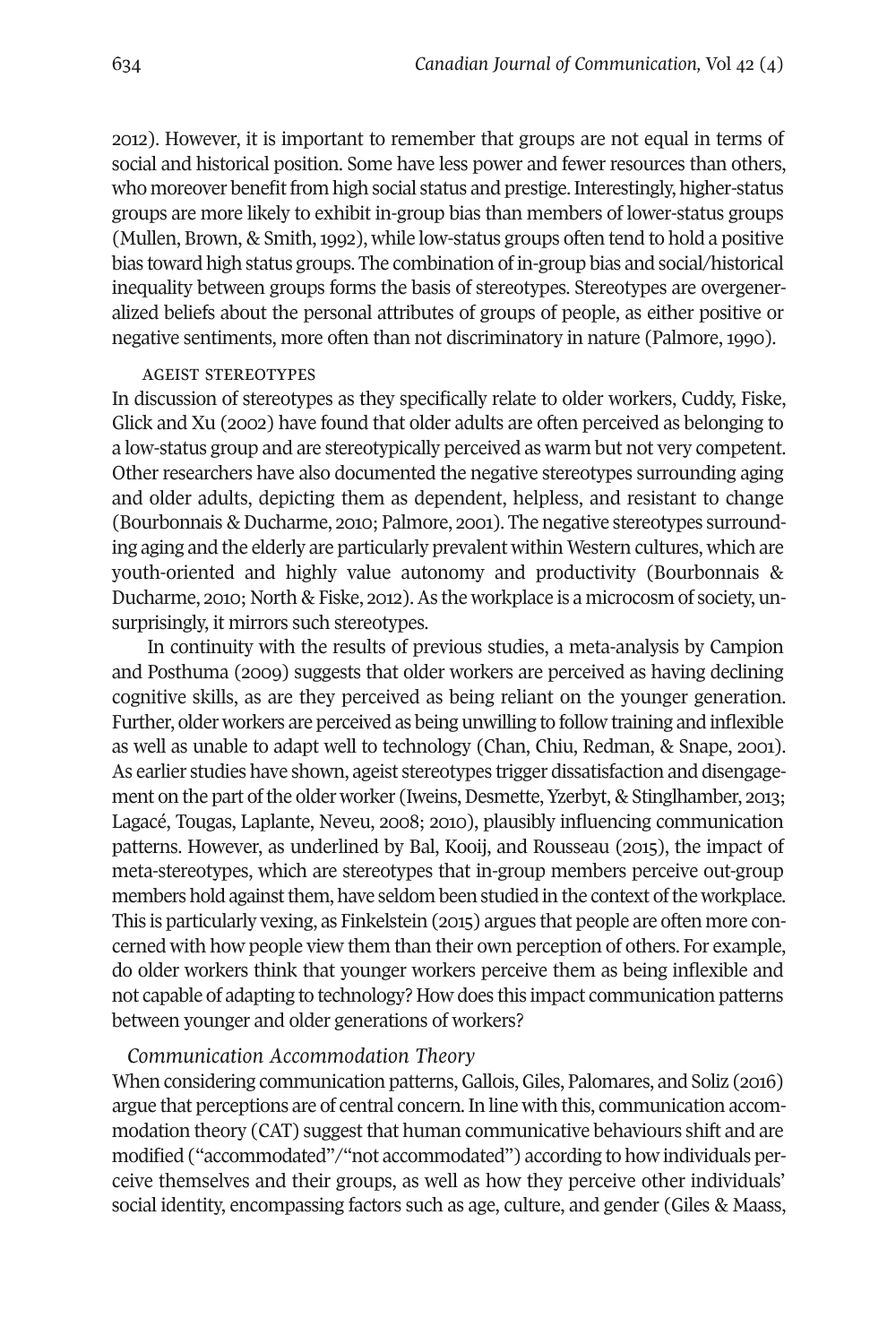2012). However, it is important to remember that groups are not equal in terms of social and historical position. Some have less power and fewer resources than others, who moreover benefit from high social status and prestige. Interestingly, higher-status groups are more likely to exhibit in-group bias than members of lower-status groups (Mullen, Brown, & Smith, 1992), while low-status groups often tend to hold a positive bias toward high status groups. The combination of in-group bias and social/historical inequality between groups forms the basis of stereotypes. Stereotypes are overgeneralized beliefs about the personal attributes of groups of people, as either positive or negative sentiments, more often than not discriminatory in nature (Palmore, 1990).

#### AGEIST STEREOTYPES

In discussion of stereotypes as they specifically relate to older workers, Cuddy, Fiske, Glick and Xu (2002) have found that older adults are often perceived as belonging to a low-status group and are stereotypically perceived as warm but not very competent. Other researchers have also documented the negative stereotypes surrounding aging and older adults, depicting them as dependent, helpless, and resistant to change (Bourbonnais & Ducharme, 2010; Palmore, 2001). The negative stereotypes surrounding aging and the elderly are particularly prevalent within Western cultures, which are youth-oriented and highly value autonomy and productivity (Bourbonnais & Ducharme, 2010; North & Fiske, 2012). As the workplace is a microcosm of society, unsurprisingly, it mirrors such stereotypes.

In continuity with the results of previous studies, a meta-analysis by Campion and Posthuma (2009) suggests that older workers are perceived as having declining cognitive skills, as are they perceived as being reliant on the younger generation. Further, older workers are perceived as being unwilling to follow training and inflexible as well as unable to adapt well to technology (Chan, Chiu, Redman, & Snape, 2001). As earlier studies have shown, ageist stereotypes trigger dissatisfaction and disengagement on the part of the older worker (Iweins, Desmette, Yzerbyt, & Stinglhamber, 2013; Lagacé, Tougas, Laplante, Neveu, 2008; 2010), plausibly influencing communication patterns. However, as underlined by Bal, Kooij, and Rousseau (2015), the impact of meta-stereotypes, which are stereotypes that in-group members perceive out-group members hold against them, have seldom been studied in the context of the workplace. This is particularly vexing, as Finkelstein (2015) argues that people are often more concerned with how people view them than their own perception of others. For example, do older workers think that younger workers perceive them as being inflexible and not capable of adapting to technology? How does this impact communication patterns between younger and older generations of workers?

### *Communication Accommodation Theory*

When considering communication patterns, Gallois, Giles, Palomares, and Soliz (2016) argue that perceptions are of central concern. In line with this, communication accommodation theory (CAT) suggest that human communicative behaviours shift and are modified ("accommodated"/"not accommodated") according to how individuals perceive themselves and their groups, as well as how they perceive other individuals' social identity, encompassing factors such as age, culture, and gender (Giles & Maass,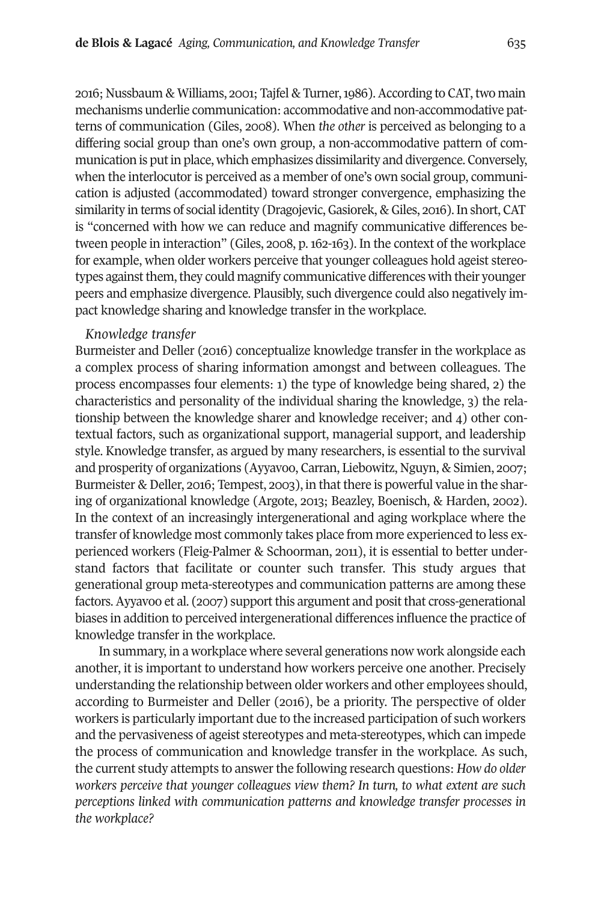2016; Nussbaum & Williams, 2001; Tajfel & Turner, 1986). According to CAT, two main mechanisms underlie communication: accommodative and non-accommodative patterns of communication (Giles, 2008). When *the other* is perceived as belonging to a differing social group than one's own group, a non-accommodative pattern of communication is put in place, which emphasizes dissimilarity and divergence. Conversely, when the interlocutor is perceived as a member of one's own social group, communication is adjusted (accommodated) toward stronger convergence, emphasizing the similarity in terms of social identity (Dragojevic, Gasiorek, & Giles, 2016). In short, CAT is "concerned with how we can reduce and magnify communicative differences between people in interaction" (Giles, 2008, p. 162-163). In the context of the workplace for example, when older workers perceive that younger colleagues hold ageist stereotypes against them, they could magnify communicative differences with their younger peers and emphasize divergence. Plausibly, such divergence could also negatively impact knowledge sharing and knowledge transfer in the workplace.

### *Knowledge transfer*

Burmeister and Deller (2016) conceptualize knowledge transfer in the workplace as a complex process of sharing information amongst and between colleagues. The process encompasses four elements: 1) the type of knowledge being shared, 2) the characteristics and personality of the individual sharing the knowledge, 3) the relationship between the knowledge sharer and knowledge receiver; and 4) other contextual factors, such as organizational support, managerial support, and leadership style. Knowledge transfer, as argued by many researchers, is essential to the survival and prosperity of organizations (Ayyavoo, Carran, Liebowitz, Nguyn, & Simien, 2007; Burmeister & Deller, 2016; Tempest, 2003), in that there is powerful value in the sharing of organizational knowledge (Argote, 2013; Beazley, Boenisch, & Harden, 2002). In the context of an increasingly intergenerational and aging workplace where the transfer of knowledge most commonly takes place from more experienced to less experienced workers (Fleig-Palmer & Schoorman, 2011), it is essential to better understand factors that facilitate or counter such transfer. This study argues that generational group meta-stereotypes and communication patterns are among these factors. Ayyavoo et al. (2007) support this argument and posit that cross-generational biases in addition to perceived intergenerational differences influence the practice of knowledge transfer in the workplace.

In summary, in a workplace where several generations now work alongside each another, it is important to understand how workers perceive one another. Precisely understanding the relationship between older workers and other employees should, according to Burmeister and Deller (2016), be a priority. The perspective of older workers is particularly important due to the increased participation of such workers and the pervasiveness of ageist stereotypes and meta-stereotypes, which can impede the process of communication and knowledge transfer in the workplace. As such, the current study attempts to answer the following research questions: *How do older workers perceive that younger colleagues view them? In turn, to what extent are such perceptions linked with communication patterns and knowledge transfer processes in the workplace?*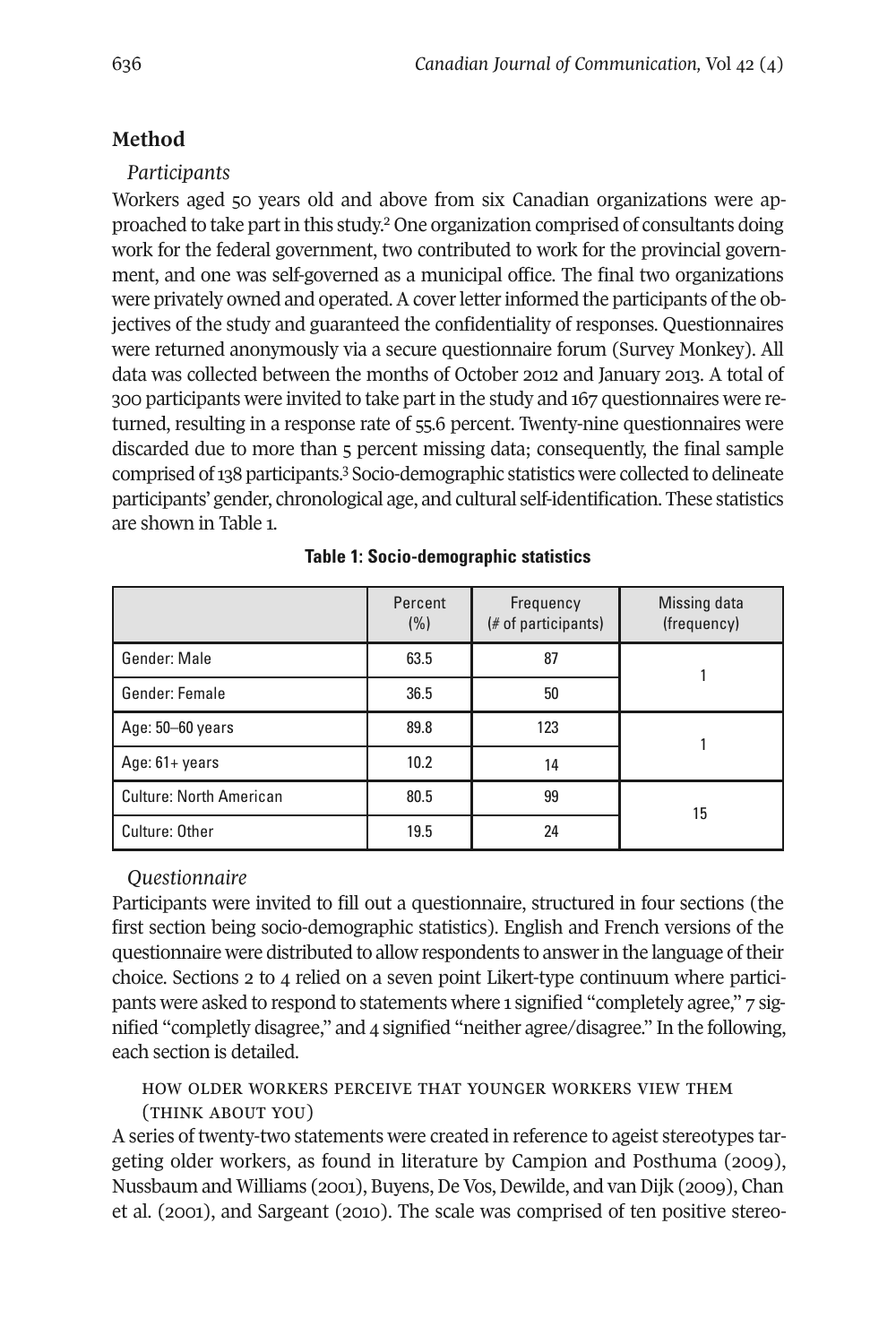## Method

*Participants*

Workers aged 50 years old and above from six Canadian organizations were approached to take part in this study.[2] One organization comprised of consultants doing work for the federal government, two contributed to work for the provincial government, and one was self-governed as a municipal office. The final two organizations were privately owned and operated. A cover letter informed the participants of the objectives of the study and guaranteed the confidentiality of responses. Questionnaires were returned anonymously via a secure questionnaire forum (Survey Monkey). All data was collected between the months of October 2012 and January 2013. A total of 300 participants were invited to take part in the study and 167 questionnaires were returned, resulting in a response rate of 55.6 percent. Twenty-nine questionnaires were discarded due to more than 5 percent missing data; consequently, the final sample comprised of 138 participants.[3] Socio-demographic statistics were collected to delineate participants' gender, chronological age, and cultural self-identification. These statistics are shown in Table 1.

**Table 1: Socio-demographic statistics**

| | Percent (%) | Frequency (# of participants) | Missing data (frequency) |
|---|---|---|---|
| Gender: Male | 63.5 | 87 | 1 |
| Gender: Female | 36.5 | 50 | |
| Age: 50–60 years | 89.8 | 123 | 1 |
| Age: 61+ years | 10.2 | 14 | |
| Culture: North American | 80.5 | 99 | 15 |
| Culture: Other | 19.5 | 24 | |

*Questionnaire*

Participants were invited to fill out a questionnaire, structured in four sections (the first section being socio-demographic statistics). English and French versions of the questionnaire were distributed to allow respondents to answer in the language of their choice. Sections 2 to 4 relied on a seven point Likert-type continuum where participants were asked to respond to statements where 1 signified "completely agree," 7 signified "completly disagree," and 4 signified "neither agree/disagree." In the following, each section is detailed.

HOW OLDER WORKERS PERCEIVE THAT YOUNGER WORKERS VIEW THEM (THINK ABOUT YOU)

A series of twenty-two statements were created in reference to ageist stereotypes targeting older workers, as found in literature by Campion and Posthuma (2009), Nussbaum and Williams (2001), Buyens, De Vos, Dewilde, and van Dijk (2009), Chan et al. (2001), and Sargeant (2010). The scale was comprised of ten positive stereo-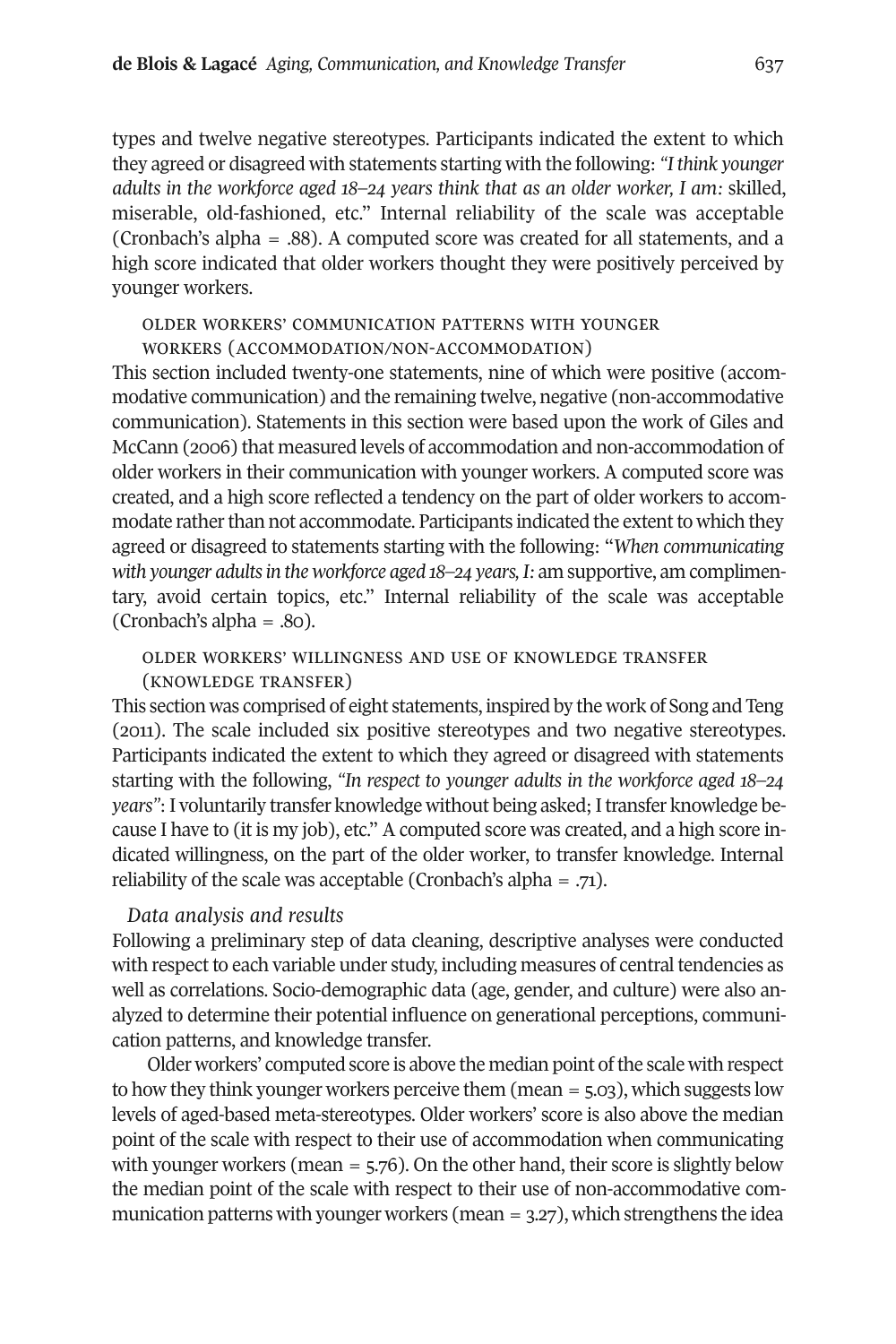types and twelve negative stereotypes. Participants indicated the extent to which they agreed or disagreed with statements starting with the following: *"I think younger adults in the workforce aged 18–24 years think that as an older worker, I am:* skilled, miserable, old-fashioned, etc." Internal reliability of the scale was acceptable (Cronbach's alpha = .88). A computed score was created for all statements, and a high score indicated that older workers thought they were positively perceived by younger workers.

#### OLDER WORKERS' COMMUNICATION PATTERNS WITH YOUNGER WORKERS (ACCOMMODATION/NON-ACCOMMODATION)

This section included twenty-one statements, nine of which were positive (accommodative communication) and the remaining twelve, negative (non-accommodative communication). Statements in this section were based upon the work of Giles and McCann (2006) that measured levels of accommodation and non-accommodation of older workers in their communication with younger workers. A computed score was created, and a high score reflected a tendency on the part of older workers to accommodate rather than not accommodate. Participants indicated the extent to which they agreed or disagreed to statements starting with the following: "*When communicating with younger adults in the workforce aged 18–24 years, I:* am supportive, am complimentary, avoid certain topics, etc." Internal reliability of the scale was acceptable (Cronbach's alpha = .80).

#### OLDER WORKERS' WILLINGNESS AND USE OF KNOWLEDGE TRANSFER (KNOWLEDGE TRANSFER)

This section was comprised of eight statements, inspired by the work of Song and Teng (2011). The scale included six positive stereotypes and two negative stereotypes. Participants indicated the extent to which they agreed or disagreed with statements starting with the following, *"In respect to younger adults in the workforce aged 18–24 years"*: I voluntarily transfer knowledge without being asked; I transfer knowledge because I have to (it is my job), etc." A computed score was created, and a high score indicated willingness, on the part of the older worker, to transfer knowledge. Internal reliability of the scale was acceptable (Cronbach's alpha = .71).

### *Data analysis and results*

Following a preliminary step of data cleaning, descriptive analyses were conducted with respect to each variable under study, including measures of central tendencies as well as correlations. Socio-demographic data (age, gender, and culture) were also analyzed to determine their potential influence on generational perceptions, communication patterns, and knowledge transfer.

Older workers' computed score is above the median point of the scale with respect to how they think younger workers perceive them (mean = 5.03), which suggests low levels of aged-based meta-stereotypes. Older workers' score is also above the median point of the scale with respect to their use of accommodation when communicating with younger workers (mean = 5.76). On the other hand, their score is slightly below the median point of the scale with respect to their use of non-accommodative communication patterns with younger workers (mean = 3.27), which strengthens the idea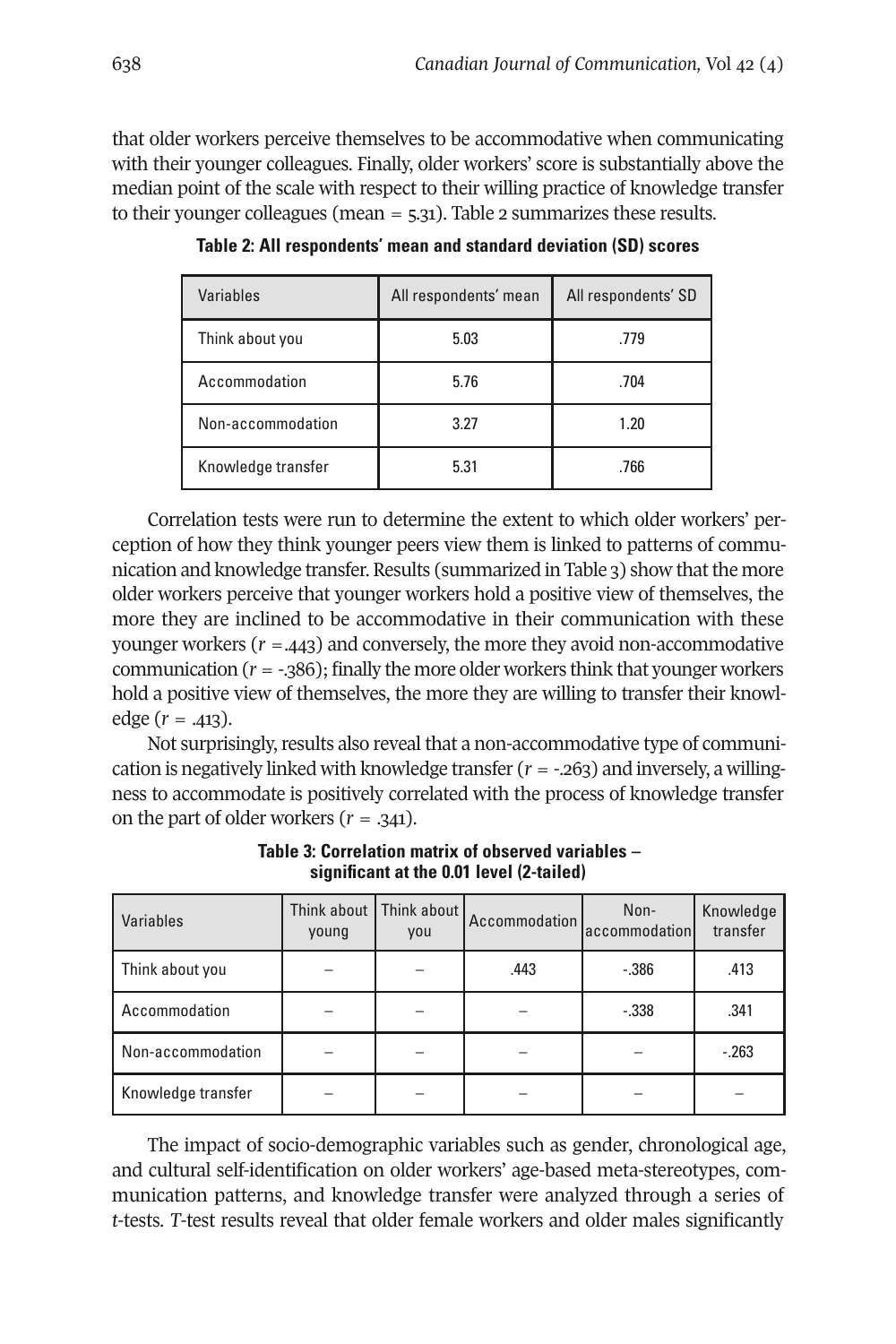that older workers perceive themselves to be accommodative when communicating with their younger colleagues. Finally, older workers' score is substantially above the median point of the scale with respect to their willing practice of knowledge transfer to their younger colleagues (mean = 5.31). Table 2 summarizes these results.

**Table 2: All respondents' mean and standard deviation (SD) scores**

| Variables | All respondents' mean | All respondents' SD |
|---|---|---|
| Think about you | 5.03 | .779 |
| Accommodation | 5.76 | .704 |
| Non-accommodation | 3.27 | 1.20 |
| Knowledge transfer | 5.31 | .766 |

Correlation tests were run to determine the extent to which older workers' perception of how they think younger peers view them is linked to patterns of communication and knowledge transfer. Results (summarized in Table 3) show that the more older workers perceive that younger workers hold a positive view of themselves, the more they are inclined to be accommodative in their communication with these younger workers ($r$ = .443) and conversely, the more they avoid non-accommodative communication ($r$ = -.386); finally the more older workers think that younger workers hold a positive view of themselves, the more they are willing to transfer their knowledge ($r$ = .413).

Not surprisingly, results also reveal that a non-accommodative type of communication is negatively linked with knowledge transfer ($r$ = -.263) and inversely, a willingness to accommodate is positively correlated with the process of knowledge transfer on the part of older workers ($r$ = .341).

**Table 3: Correlation matrix of observed variables – significant at the 0.01 level (2-tailed)**

| Variables | Think about young | Think about you | Accommodation | Non-accommodation | Knowledge transfer |
|---|---|---|---|---|---|
| Think about you | – | – | .443 | -.386 | .413 |
| Accommodation | – | – | – | -.338 | .341 |
| Non-accommodation | – | – | – | – | -.263 |
| Knowledge transfer | – | – | – | – | – |

The impact of socio-demographic variables such as gender, chronological age, and cultural self-identification on older workers' age-based meta-stereotypes, communication patterns, and knowledge transfer were analyzed through a series of *t*-tests. *T*-test results reveal that older female workers and older males significantly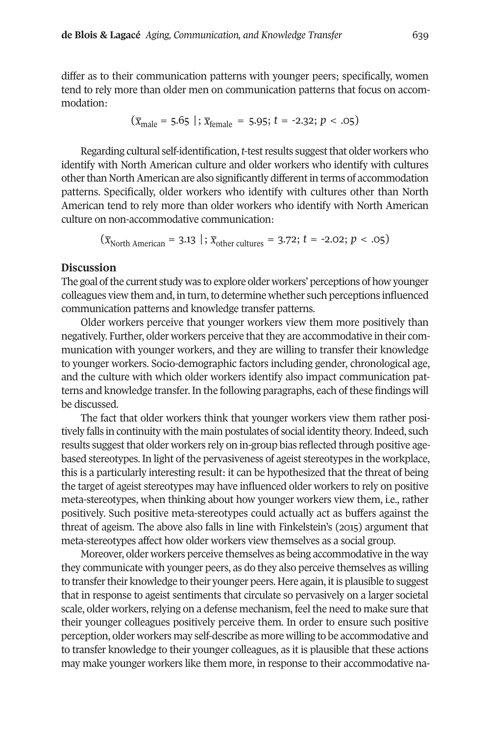differ as to their communication patterns with younger peers; specifically, women tend to rely more than older men on communication patterns that focus on accommodation:

$$(\bar{x}_{\text{male}} = 5.65 \mid; \bar{x}_{\text{female}} = 5.95; t = -2.32; p < .05)$$

Regarding cultural self-identification, *t*-test results suggest that older workers who identify with North American culture and older workers who identify with cultures other than North American are also significantly different in terms of accommodation patterns. Specifically, older workers who identify with cultures other than North American tend to rely more than older workers who identify with North American culture on non-accommodative communication:

$$(\bar{x}_{\text{North American}} = 3.13 \mid; \bar{x}_{\text{other cultures}} = 3.72; t = -2.02; p < .05)$$

## Discussion

The goal of the current study was to explore older workers' perceptions of how younger colleagues view them and, in turn, to determine whether such perceptions influenced communication patterns and knowledge transfer patterns.

Older workers perceive that younger workers view them more positively than negatively. Further, older workers perceive that they are accommodative in their communication with younger workers, and they are willing to transfer their knowledge to younger workers. Socio-demographic factors including gender, chronological age, and the culture with which older workers identify also impact communication patterns and knowledge transfer. In the following paragraphs, each of these findings will be discussed.

The fact that older workers think that younger workers view them rather positively falls in continuity with the main postulates of social identity theory. Indeed, such results suggest that older workers rely on in-group bias reflected through positive age-based stereotypes. In light of the pervasiveness of ageist stereotypes in the workplace, this is a particularly interesting result: it can be hypothesized that the threat of being the target of ageist stereotypes may have influenced older workers to rely on positive meta-stereotypes, when thinking about how younger workers view them, i.e., rather positively. Such positive meta-stereotypes could actually act as buffers against the threat of ageism. The above also falls in line with Finkelstein's (2015) argument that meta-stereotypes affect how older workers view themselves as a social group.

Moreover, older workers perceive themselves as being accommodative in the way they communicate with younger peers, as do they also perceive themselves as willing to transfer their knowledge to their younger peers. Here again, it is plausible to suggest that in response to ageist sentiments that circulate so pervasively on a larger societal scale, older workers, relying on a defense mechanism, feel the need to make sure that their younger colleagues positively perceive them. In order to ensure such positive perception, older workers may self-describe as more willing to be accommodative and to transfer knowledge to their younger colleagues, as it is plausible that these actions may make younger workers like them more, in response to their accommodative na-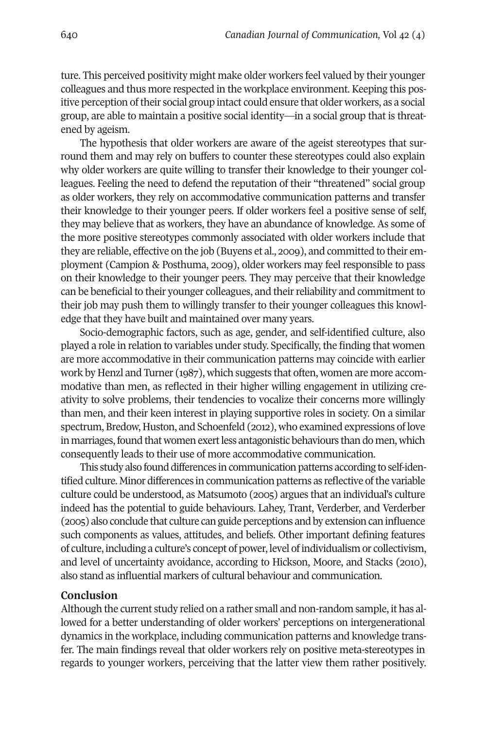ture. This perceived positivity might make older workers feel valued by their younger colleagues and thus more respected in the workplace environment. Keeping this positive perception of their social group intact could ensure that older workers, as a social group, are able to maintain a positive social identity—in a social group that is threatened by ageism.

The hypothesis that older workers are aware of the ageist stereotypes that surround them and may rely on buffers to counter these stereotypes could also explain why older workers are quite willing to transfer their knowledge to their younger colleagues. Feeling the need to defend the reputation of their "threatened" social group as older workers, they rely on accommodative communication patterns and transfer their knowledge to their younger peers. If older workers feel a positive sense of self, they may believe that as workers, they have an abundance of knowledge. As some of the more positive stereotypes commonly associated with older workers include that they are reliable, effective on the job (Buyens et al., 2009), and committed to their employment (Campion & Posthuma, 2009), older workers may feel responsible to pass on their knowledge to their younger peers. They may perceive that their knowledge can be beneficial to their younger colleagues, and their reliability and commitment to their job may push them to willingly transfer to their younger colleagues this knowledge that they have built and maintained over many years.

Socio-demographic factors, such as age, gender, and self-identified culture, also played a role in relation to variables under study. Specifically, the finding that women are more accommodative in their communication patterns may coincide with earlier work by Henzl and Turner (1987), which suggests that often, women are more accommodative than men, as reflected in their higher willing engagement in utilizing creativity to solve problems, their tendencies to vocalize their concerns more willingly than men, and their keen interest in playing supportive roles in society. On a similar spectrum, Bredow, Huston, and Schoenfeld (2012), who examined expressions of love in marriages, found that women exert less antagonistic behaviours than do men, which consequently leads to their use of more accommodative communication.

This study also found differences in communication patterns according to self-identified culture. Minor differences in communication patterns as reflective of the variable culture could be understood, as Matsumoto (2005) argues that an individual's culture indeed has the potential to guide behaviours. Lahey, Trant, Verderber, and Verderber (2005) also conclude that culture can guide perceptions and by extension can influence such components as values, attitudes, and beliefs. Other important defining features of culture, including a culture's concept of power, level of individualism or collectivism, and level of uncertainty avoidance, according to Hickson, Moore, and Stacks (2010), also stand as influential markers of cultural behaviour and communication.

## Conclusion

Although the current study relied on a rather small and non-random sample, it has allowed for a better understanding of older workers' perceptions on intergenerational dynamics in the workplace, including communication patterns and knowledge transfer. The main findings reveal that older workers rely on positive meta-stereotypes in regards to younger workers, perceiving that the latter view them rather positively.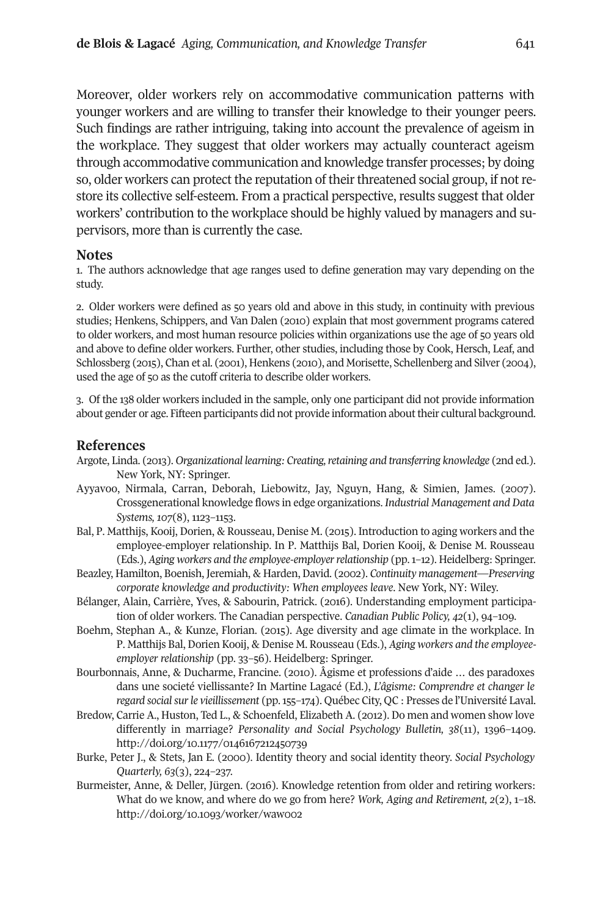Moreover, older workers rely on accommodative communication patterns with younger workers and are willing to transfer their knowledge to their younger peers. Such findings are rather intriguing, taking into account the prevalence of ageism in the workplace. They suggest that older workers may actually counteract ageism through accommodative communication and knowledge transfer processes; by doing so, older workers can protect the reputation of their threatened social group, if not restore its collective self-esteem. From a practical perspective, results suggest that older workers' contribution to the workplace should be highly valued by managers and supervisors, more than is currently the case.

## Notes

1. The authors acknowledge that age ranges used to define generation may vary depending on the study.

2. Older workers were defined as 50 years old and above in this study, in continuity with previous studies; Henkens, Schippers, and Van Dalen (2010) explain that most government programs catered to older workers, and most human resource policies within organizations use the age of 50 years old and above to define older workers. Further, other studies, including those by Cook, Hersch, Leaf, and Schlossberg (2015), Chan et al. (2001), Henkens (2010), and Morisette, Schellenberg and Silver (2004), used the age of 50 as the cutoff criteria to describe older workers.

3. Of the 138 older workers included in the sample, only one participant did not provide information about gender or age. Fifteen participants did not provide information about their cultural background.

## References

Argote, Linda. (2013). *Organizational learning: Creating, retaining and transferring knowledge* (2nd ed.). New York, NY: Springer.

Ayyavoo, Nirmala, Carran, Deborah, Liebowitz, Jay, Nguyn, Hang, & Simien, James. (2007). Crossgenerational knowledge flows in edge organizations. *Industrial Management and Data Systems, 107*(8), 1123–1153.

Bal, P. Matthijs, Kooij, Dorien, & Rousseau, Denise M. (2015). Introduction to aging workers and the employee-employer relationship. In P. Matthijs Bal, Dorien Kooij, & Denise M. Rousseau (Eds.), *Aging workers and the employee-employer relationship* (pp. 1–12). Heidelberg: Springer.

Beazley, Hamilton, Boenish, Jeremiah, & Harden, David. (2002). *Continuity management—Preserving corporate knowledge and productivity: When employees leave*. New York, NY: Wiley.

Bélanger, Alain, Carrière, Yves, & Sabourin, Patrick. (2016). Understanding employment participation of older workers. The Canadian perspective. *Canadian Public Policy, 42*(1), 94–109.

Boehm, Stephan A., & Kunze, Florian. (2015). Age diversity and age climate in the workplace. In P. Matthijs Bal, Dorien Kooij, & Denise M. Rousseau (Eds.), *Aging workers and the employee-employer relationship* (pp. 33–56). Heidelberg: Springer.

Bourbonnais, Anne, & Ducharme, Francine. (2010). Âgisme et professions d'aide … des paradoxes dans une societé viellissante? In Martine Lagacé (Ed.), *L'âgisme: Comprendre et changer le regard social sur le vieillissement* (pp. 155–174). Québec City, QC : Presses de l'Université Laval.

Bredow, Carrie A., Huston, Ted L., & Schoenfeld, Elizabeth A. (2012). Do men and women show love differently in marriage? *Personality and Social Psychology Bulletin, 38*(11), 1396–1409. http://doi.org/10.1177/0146167212450739

Burke, Peter J., & Stets, Jan E. (2000). Identity theory and social identity theory. *Social Psychology Quarterly, 63*(3), 224–237.

Burmeister, Anne, & Deller, Jürgen. (2016). Knowledge retention from older and retiring workers: What do we know, and where do we go from here? *Work, Aging and Retirement, 2*(2), 1–18. http://doi.org/10.1093/worker/waw002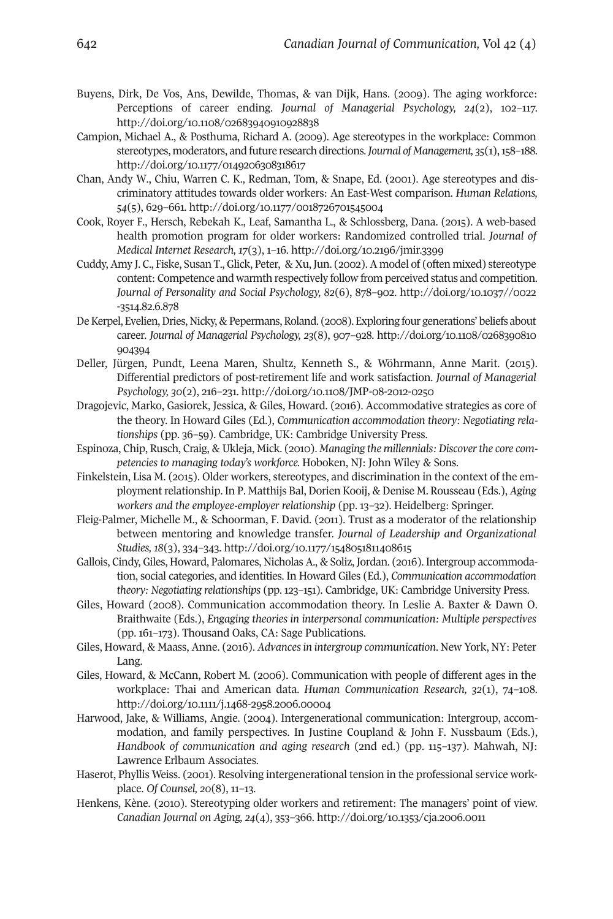Buyens, Dirk, De Vos, Ans, Dewilde, Thomas, & van Dijk, Hans. (2009). The aging workforce: Perceptions of career ending. *Journal of Managerial Psychology, 24*(2), 102–117. http://doi.org/10.1108/02683940910928838

Campion, Michael A., & Posthuma, Richard A. (2009). Age stereotypes in the workplace: Common stereotypes, moderators, and future research directions. *Journal of Management, 35*(1), 158–188. http://doi.org/10.1177/0149206308318617

Chan, Andy W., Chiu, Warren C. K., Redman, Tom, & Snape, Ed. (2001). Age stereotypes and discriminatory attitudes towards older workers: An East-West comparison. *Human Relations, 54*(5), 629–661. http://doi.org/10.1177/0018726701545004

Cook, Royer F., Hersch, Rebekah K., Leaf, Samantha L., & Schlossberg, Dana. (2015). A web-based health promotion program for older workers: Randomized controlled trial. *Journal of Medical Internet Research, 17*(3), 1–16. http://doi.org/10.2196/jmir.3399

Cuddy, Amy J. C., Fiske, Susan T., Glick, Peter, & Xu, Jun. (2002). A model of (often mixed) stereotype content: Competence and warmth respectively follow from perceived status and competition. *Journal of Personality and Social Psychology, 82*(6), 878–902. http://doi.org/10.1037//0022-3514.82.6.878

De Kerpel, Evelien, Dries, Nicky, & Pepermans, Roland. (2008). Exploring four generations' beliefs about career. *Journal of Managerial Psychology, 23*(8), 907–928. http://doi.org/10.1108/02683940810904394

Deller, Jürgen, Pundt, Leena Maren, Shultz, Kenneth S., & Wöhrmann, Anne Marit. (2015). Differential predictors of post-retirement life and work satisfaction. *Journal of Managerial Psychology, 30*(2), 216–231. http://doi.org/10.1108/JMP-08-2012-0250

Dragojevic, Marko, Gasiorek, Jessica, & Giles, Howard. (2016). Accommodative strategies as core of the theory. In Howard Giles (Ed.), *Communication accommodation theory: Negotiating relationships* (pp. 36–59). Cambridge, UK: Cambridge University Press.

Espinoza, Chip, Rusch, Craig, & Ukleja, Mick. (2010). *Managing the millennials: Discover the core competencies to managing today's workforce.* Hoboken, NJ: John Wiley & Sons.

Finkelstein, Lisa M. (2015). Older workers, stereotypes, and discrimination in the context of the employment relationship. In P. Matthijs Bal, Dorien Kooij, & Denise M. Rousseau (Eds.), *Aging workers and the employee-employer relationship* (pp. 13–32). Heidelberg: Springer.

Fleig-Palmer, Michelle M., & Schoorman, F. David. (2011). Trust as a moderator of the relationship between mentoring and knowledge transfer. *Journal of Leadership and Organizational Studies, 18*(3), 334–343. http://doi.org/10.1177/1548051811408615

Gallois, Cindy, Giles, Howard, Palomares, Nicholas A., & Soliz, Jordan. (2016). Intergroup accommodation, social categories, and identities. In Howard Giles (Ed.), *Communication accommodation theory: Negotiating relationships* (pp. 123–151). Cambridge, UK: Cambridge University Press.

Giles, Howard (2008). Communication accommodation theory. In Leslie A. Baxter & Dawn O. Braithwaite (Eds.), *Engaging theories in interpersonal communication: Multiple perspectives* (pp. 161–173). Thousand Oaks, CA: Sage Publications.

Giles, Howard, & Maass, Anne. (2016). *Advances in intergroup communication*. New York, NY: Peter Lang.

Giles, Howard, & McCann, Robert M. (2006). Communication with people of different ages in the workplace: Thai and American data. *Human Communication Research, 32*(1), 74–108. http://doi.org/10.1111/j.1468-2958.2006.00004

Harwood, Jake, & Williams, Angie. (2004). Intergenerational communication: Intergroup, accommodation, and family perspectives. In Justine Coupland & John F. Nussbaum (Eds.), *Handbook of communication and aging research* (2nd ed.) (pp. 115–137). Mahwah, NJ: Lawrence Erlbaum Associates.

Haserot, Phyllis Weiss. (2001). Resolving intergenerational tension in the professional service workplace. *Of Counsel, 20*(8), 11–13.

Henkens, Kène. (2010). Stereotyping older workers and retirement: The managers' point of view. *Canadian Journal on Aging, 24*(4), 353–366. http://doi.org/10.1353/cja.2006.0011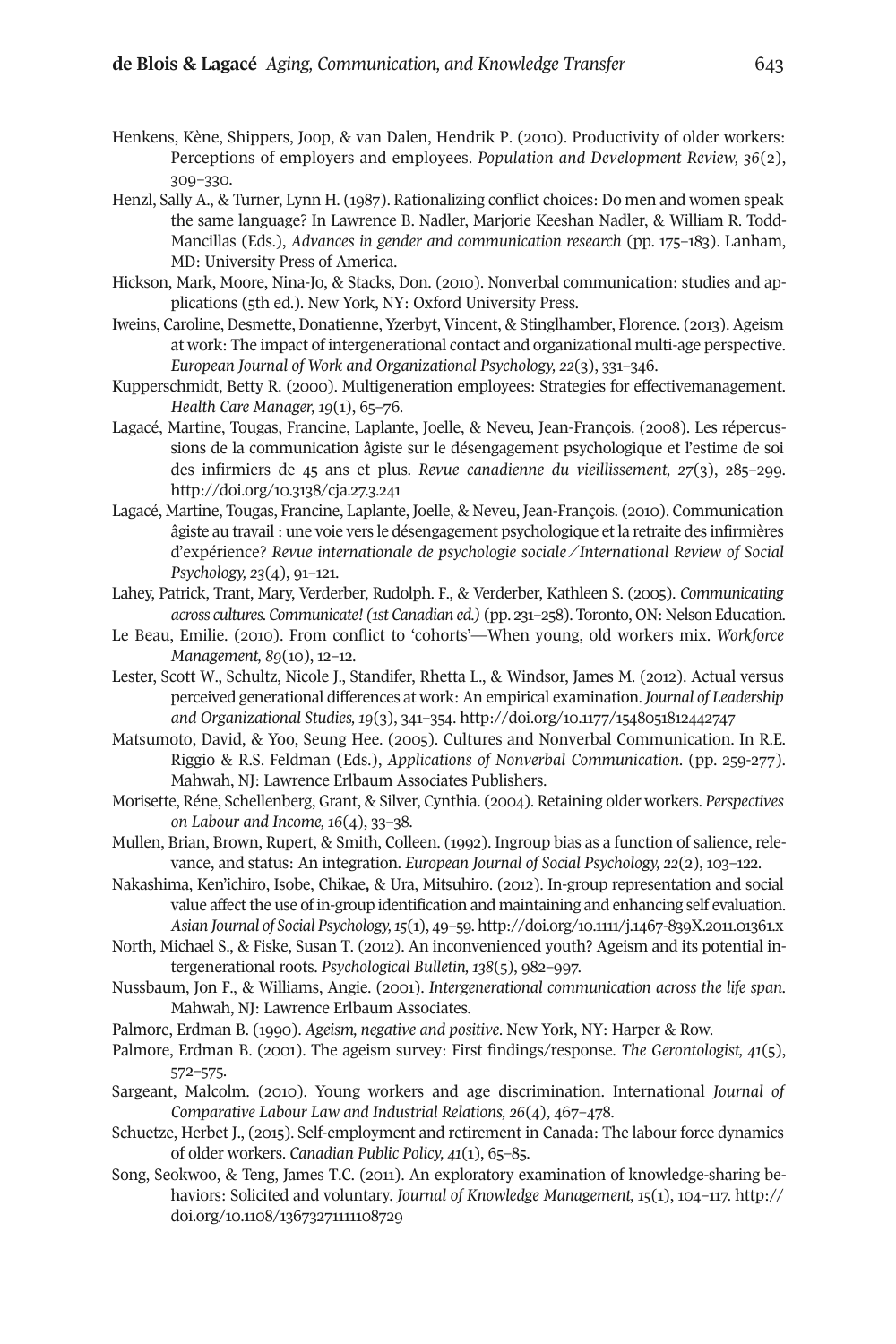Henkens, Kène, Shippers, Joop, & van Dalen, Hendrik P. (2010). Productivity of older workers: Perceptions of employers and employees. *Population and Development Review, 36*(2), 309–330.

Henzl, Sally A., & Turner, Lynn H. (1987). Rationalizing conflict choices: Do men and women speak the same language? In Lawrence B. Nadler, Marjorie Keeshan Nadler, & William R. Todd-Mancillas (Eds.), *Advances in gender and communication research* (pp. 175–183). Lanham, MD: University Press of America.

Hickson, Mark, Moore, Nina-Jo, & Stacks, Don. (2010). Nonverbal communication: studies and applications (5th ed.). New York, NY: Oxford University Press.

Iweins, Caroline, Desmette, Donatienne, Yzerbyt, Vincent, & Stinglhamber, Florence. (2013). Ageism at work: The impact of intergenerational contact and organizational multi-age perspective. *European Journal of Work and Organizational Psychology, 22*(3), 331–346.

Kupperschmidt, Betty R. (2000). Multigeneration employees: Strategies for effectivemanagement. *Health Care Manager, 19*(1), 65–76.

Lagacé, Martine, Tougas, Francine, Laplante, Joelle, & Neveu, Jean-François. (2008). Les répercussions de la communication âgiste sur le désengagement psychologique et l'estime de soi des infirmiers de 45 ans et plus. *Revue canadienne du vieillissement, 27*(3), 285–299. http://doi.org/10.3138/cja.27.3.241

Lagacé, Martine, Tougas, Francine, Laplante, Joelle, & Neveu, Jean-François. (2010). Communication âgiste au travail : une voie vers le désengagement psychologique et la retraite des infirmières d'expérience? *Revue internationale de psychologie sociale / International Review of Social Psychology, 23*(4), 91–121.

Lahey, Patrick, Trant, Mary, Verderber, Rudolph. F., & Verderber, Kathleen S. (2005). *Communicating across cultures. Communicate! (1st Canadian ed.)* (pp. 231–258). Toronto, ON: Nelson Education.

Le Beau, Emilie. (2010). From conflict to 'cohorts'—When young, old workers mix. *Workforce Management, 89*(10), 12–12.

Lester, Scott W., Schultz, Nicole J., Standifer, Rhetta L., & Windsor, James M. (2012). Actual versus perceived generational differences at work: An empirical examination. *Journal of Leadership and Organizational Studies, 19*(3), 341–354. http://doi.org/10.1177/1548051812442747

Matsumoto, David, & Yoo, Seung Hee. (2005). Cultures and Nonverbal Communication. In R.E. Riggio & R.S. Feldman (Eds.), *Applications of Nonverbal Communication*. (pp. 259-277). Mahwah, NJ: Lawrence Erlbaum Associates Publishers.

Morisette, Réne, Schellenberg, Grant, & Silver, Cynthia. (2004). Retaining older workers. *Perspectives on Labour and Income, 16*(4), 33–38.

Mullen, Brian, Brown, Rupert, & Smith, Colleen. (1992). Ingroup bias as a function of salience, relevance, and status: An integration. *European Journal of Social Psychology, 22*(2), 103–122.

Nakashima, Ken'ichiro, Isobe, Chikae, & Ura, Mitsuhiro. (2012). In-group representation and social value affect the use of in-group identification and maintaining and enhancing self evaluation. *Asian Journal of Social Psychology, 15*(1), 49–59. http://doi.org/10.1111/j.1467-839X.2011.01361.x

North, Michael S., & Fiske, Susan T. (2012). An inconvenienced youth? Ageism and its potential intergenerational roots. *Psychological Bulletin, 138*(5), 982–997.

Nussbaum, Jon F., & Williams, Angie. (2001). *Intergenerational communication across the life span*. Mahwah, NJ: Lawrence Erlbaum Associates.

Palmore, Erdman B. (1990). *Ageism, negative and positive*. New York, NY: Harper & Row.

Palmore, Erdman B. (2001). The ageism survey: First findings/response. *The Gerontologist, 41*(5), 572–575.

Sargeant, Malcolm. (2010). Young workers and age discrimination. International *Journal of Comparative Labour Law and Industrial Relations, 26*(4), 467–478.

Schuetze, Herbet J., (2015). Self-employment and retirement in Canada: The labour force dynamics of older workers. *Canadian Public Policy, 41*(1), 65–85.

Song, Seokwoo, & Teng, James T.C. (2011). An exploratory examination of knowledge-sharing behaviors: Solicited and voluntary. *Journal of Knowledge Management, 15*(1), 104–117. http://doi.org/10.1108/13673271111108729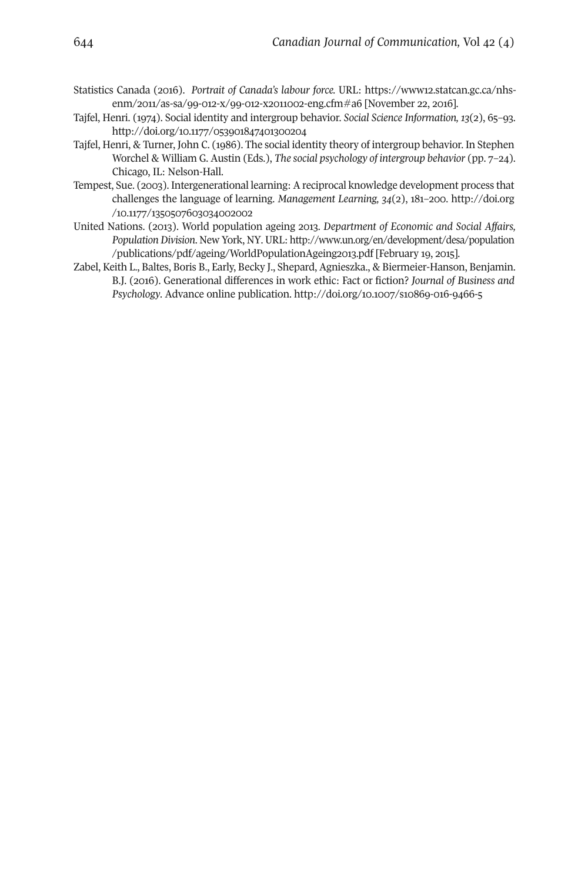Statistics Canada (2016). *Portrait of Canada's labour force.* URL: https://www12.statcan.gc.ca/nhs-enm/2011/as-sa/99-012-x/99-012-x2011002-eng.cfm#a6 [November 22, 2016].

Tajfel, Henri. (1974). Social identity and intergroup behavior. *Social Science Information, 13*(2), 65–93. http://doi.org/10.1177/053901847401300204

Tajfel, Henri, & Turner, John C. (1986). The social identity theory of intergroup behavior. In Stephen Worchel & William G. Austin (Eds.), *The social psychology of intergroup behavior* (pp. 7–24). Chicago, IL: Nelson-Hall.

Tempest, Sue. (2003). Intergenerational learning: A reciprocal knowledge development process that challenges the language of learning. *Management Learning, 34*(2), 181–200. http://doi.org/10.1177/1350507603034002002

United Nations. (2013). World population ageing 2013. *Department of Economic and Social Affairs, Population Division*. New York, NY. URL: http://www.un.org/en/development/desa/population/publications/pdf/ageing/WorldPopulationAgeing2013.pdf [February 19, 2015].

Zabel, Keith L., Baltes, Boris B., Early, Becky J., Shepard, Agnieszka., & Biermeier-Hanson, Benjamin. B.J. (2016). Generational differences in work ethic: Fact or fiction? *Journal of Business and Psychology*. Advance online publication. http://doi.org/10.1007/s10869-016-9466-5